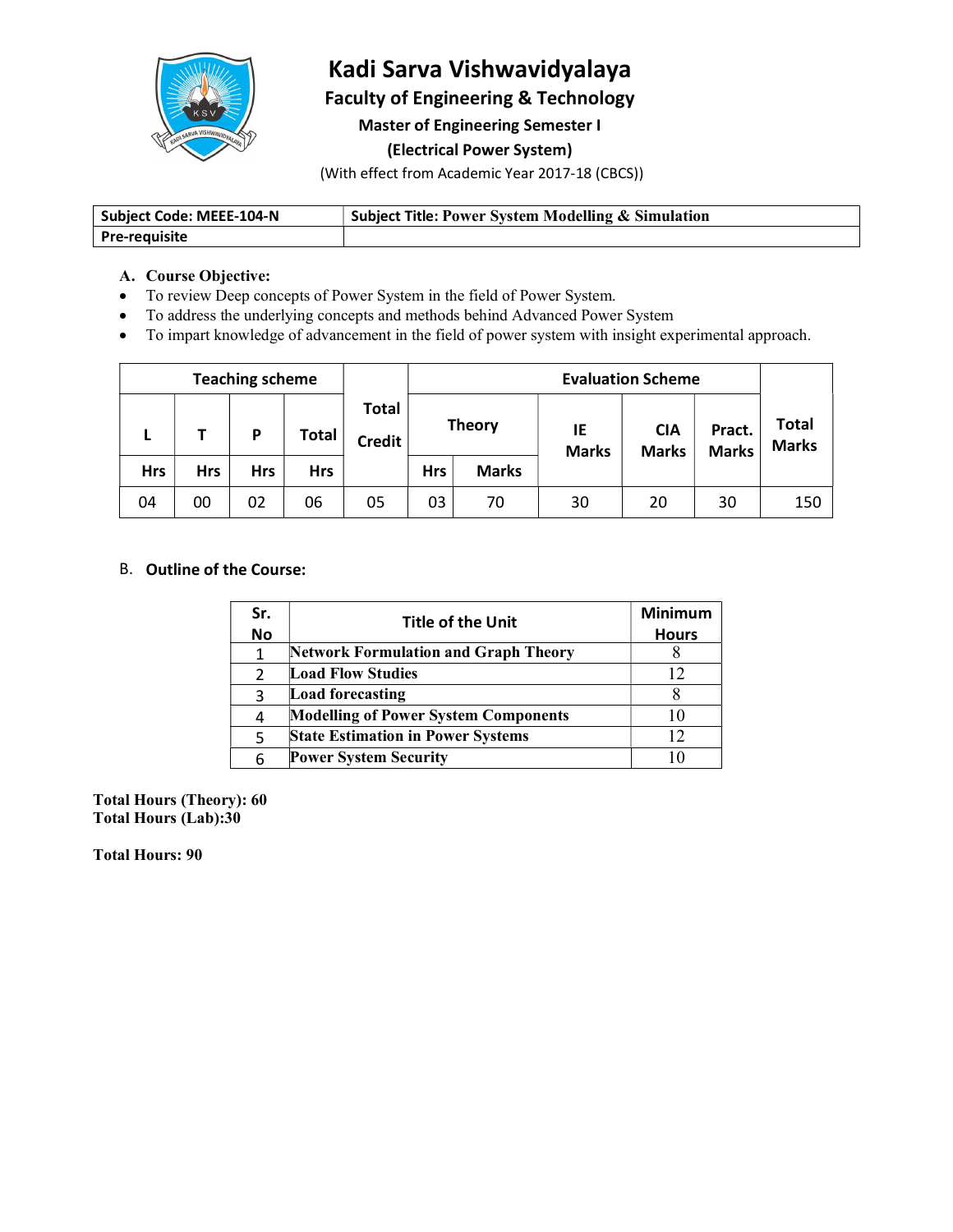# Kadi Sarva Vishwavidyalaya

## Faculty of Engineering & Technology

### Master of Engineering Semester I

### (Electrical Power System)

(With effect from Academic Year 2017-18 (CBCS))

| Subject Code: MEEE-104-N | Subject Title: Power System Modelling & Simulation |
|---|---|
| Pre-requisite | |

**A. Course Objective:**

- To review Deep concepts of Power System in the field of Power System.
- To address the underlying concepts and methods behind Advanced Power System
- To impart knowledge of advancement in the field of power system with insight experimental approach.

| Teaching scheme | | | | Total Credit | Evaluation Scheme | | | | | Total Marks |
|---|---|---|---|---|---|---|---|---|---|---|
| L | T | P | Total | | Theory | | IE Marks | CIA Marks | Pract. Marks | |
| Hrs | Hrs | Hrs | Hrs | | Hrs | Marks | | | | |
| 04 | 00 | 02 | 06 | 05 | 03 | 70 | 30 | 20 | 30 | 150 |

B. **Outline of the Course:**

| Sr. No | Title of the Unit | Minimum Hours |
|---|---|---|
| 1 | **Network Formulation and Graph Theory** | 8 |
| 2 | **Load Flow Studies** | 12 |
| 3 | **Load forecasting** | 8 |
| 4 | **Modelling of Power System Components** | 10 |
| 5 | **State Estimation in Power Systems** | 12 |
| 6 | **Power System Security** | 10 |

**Total Hours (Theory): 60**
**Total Hours (Lab):30**

**Total Hours: 90**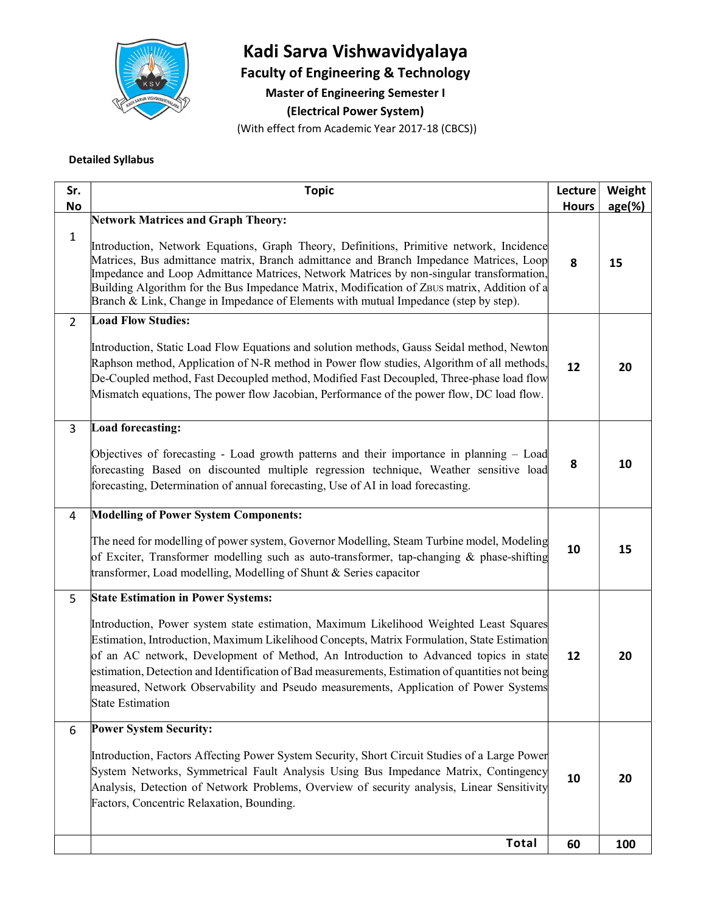# Kadi Sarva Vishwavidyalaya

## Faculty of Engineering & Technology

### Master of Engineering Semester I

### (Electrical Power System)

(With effect from Academic Year 2017-18 (CBCS))

**Detailed Syllabus**

| Sr. No | Topic | Lecture Hours | Weight age(%) |
|---|---|---|---|
| 1 | **Network Matrices and Graph Theory:** Introduction, Network Equations, Graph Theory, Definitions, Primitive network, Incidence Matrices, Bus admittance matrix, Branch admittance and Branch Impedance Matrices, Loop Impedance and Loop Admittance Matrices, Network Matrices by non-singular transformation, Building Algorithm for the Bus Impedance Matrix, Modification of $Z_{BUS}$ matrix, Addition of a Branch & Link, Change in Impedance of Elements with mutual Impedance (step by step). | 8 | 15 |
| 2 | **Load Flow Studies:** Introduction, Static Load Flow Equations and solution methods, Gauss Seidal method, Newton Raphson method, Application of N-R method in Power flow studies, Algorithm of all methods, De-Coupled method, Fast Decoupled method, Modified Fast Decoupled, Three-phase load flow Mismatch equations, The power flow Jacobian, Performance of the power flow, DC load flow. | 12 | 20 |
| 3 | **Load forecasting:** Objectives of forecasting - Load growth patterns and their importance in planning – Load forecasting Based on discounted multiple regression technique, Weather sensitive load forecasting, Determination of annual forecasting, Use of AI in load forecasting. | 8 | 10 |
| 4 | **Modelling of Power System Components:** The need for modelling of power system, Governor Modelling, Steam Turbine model, Modeling of Exciter, Transformer modelling such as auto-transformer, tap-changing & phase-shifting transformer, Load modelling, Modelling of Shunt & Series capacitor | 10 | 15 |
| 5 | **State Estimation in Power Systems:** Introduction, Power system state estimation, Maximum Likelihood Weighted Least Squares Estimation, Introduction, Maximum Likelihood Concepts, Matrix Formulation, State Estimation of an AC network, Development of Method, An Introduction to Advanced topics in state estimation, Detection and Identification of Bad measurements, Estimation of quantities not being measured, Network Observability and Pseudo measurements, Application of Power Systems State Estimation | 12 | 20 |
| 6 | **Power System Security:** Introduction, Factors Affecting Power System Security, Short Circuit Studies of a Large Power System Networks, Symmetrical Fault Analysis Using Bus Impedance Matrix, Contingency Analysis, Detection of Network Problems, Overview of security analysis, Linear Sensitivity Factors, Concentric Relaxation, Bounding. | 10 | 20 |
| | **Total** | 60 | 100 |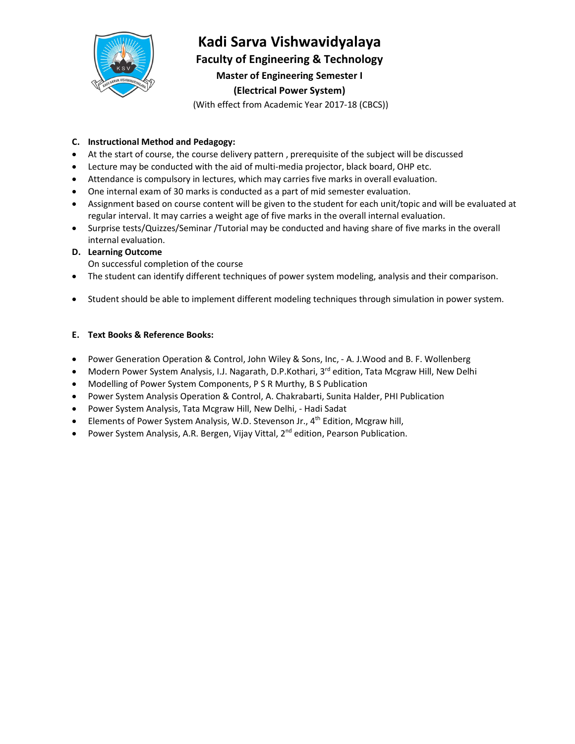# Kadi Sarva Vishwavidyalaya

## Faculty of Engineering & Technology

### Master of Engineering Semester I

### (Electrical Power System)

(With effect from Academic Year 2017-18 (CBCS))

**C. Instructional Method and Pedagogy:**

- At the start of course, the course delivery pattern , prerequisite of the subject will be discussed
- Lecture may be conducted with the aid of multi-media projector, black board, OHP etc.
- Attendance is compulsory in lectures, which may carries five marks in overall evaluation.
- One internal exam of 30 marks is conducted as a part of mid semester evaluation.
- Assignment based on course content will be given to the student for each unit/topic and will be evaluated at regular interval. It may carries a weight age of five marks in the overall internal evaluation.
- Surprise tests/Quizzes/Seminar /Tutorial may be conducted and having share of five marks in the overall internal evaluation.

**D. Learning Outcome**

On successful completion of the course

- The student can identify different techniques of power system modeling, analysis and their comparison.
- Student should be able to implement different modeling techniques through simulation in power system.

**E. Text Books & Reference Books:**

- Power Generation Operation & Control, John Wiley & Sons, Inc, - A. J.Wood and B. F. Wollenberg
- Modern Power System Analysis, I.J. Nagarath, D.P.Kothari, 3rd edition, Tata Mcgraw Hill, New Delhi
- Modelling of Power System Components, P S R Murthy, B S Publication
- Power System Analysis Operation & Control, A. Chakrabarti, Sunita Halder, PHI Publication
- Power System Analysis, Tata Mcgraw Hill, New Delhi, - Hadi Sadat
- Elements of Power System Analysis, W.D. Stevenson Jr., 4th Edition, Mcgraw hill,
- Power System Analysis, A.R. Bergen, Vijay Vittal, 2nd edition, Pearson Publication.